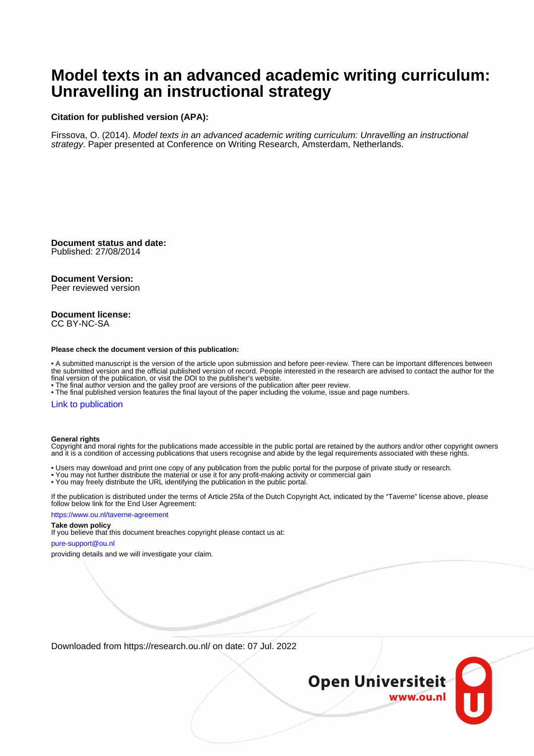# Model texts in an advanced academic writing curriculum: Unravelling an instructional strategy

**Citation for published version (APA):**

Firssova, O. (2014). *Model texts in an advanced academic writing curriculum: Unravelling an instructional strategy*. Paper presented at Conference on Writing Research, Amsterdam, Netherlands.

**Document status and date:**
Published: 27/08/2014

**Document Version:**
Peer reviewed version

**Document license:**
CC BY-NC-SA

**Please check the document version of this publication:**

• A submitted manuscript is the version of the article upon submission and before peer-review. There can be important differences between the submitted version and the official published version of record. People interested in the research are advised to contact the author for the final version of the publication, or visit the DOI to the publisher's website.
• The final author version and the galley proof are versions of the publication after peer review.
• The final published version features the final layout of the paper including the volume, issue and page numbers.

Link to publication

**General rights**
Copyright and moral rights for the publications made accessible in the public portal are retained by the authors and/or other copyright owners and it is a condition of accessing publications that users recognise and abide by the legal requirements associated with these rights.

• Users may download and print one copy of any publication from the public portal for the purpose of private study or research.
• You may not further distribute the material or use it for any profit-making activity or commercial gain
• You may freely distribute the URL identifying the publication in the public portal.

If the publication is distributed under the terms of Article 25fa of the Dutch Copyright Act, indicated by the "Taverne" license above, please follow below link for the End User Agreement:

https://www.ou.nl/taverne-agreement

**Take down policy**
If you believe that this document breaches copyright please contact us at:

pure-support@ou.nl

providing details and we will investigate your claim.

Downloaded from https://research.ou.nl/ on date: 07 Jul. 2022

Open Universiteit
www.ou.nl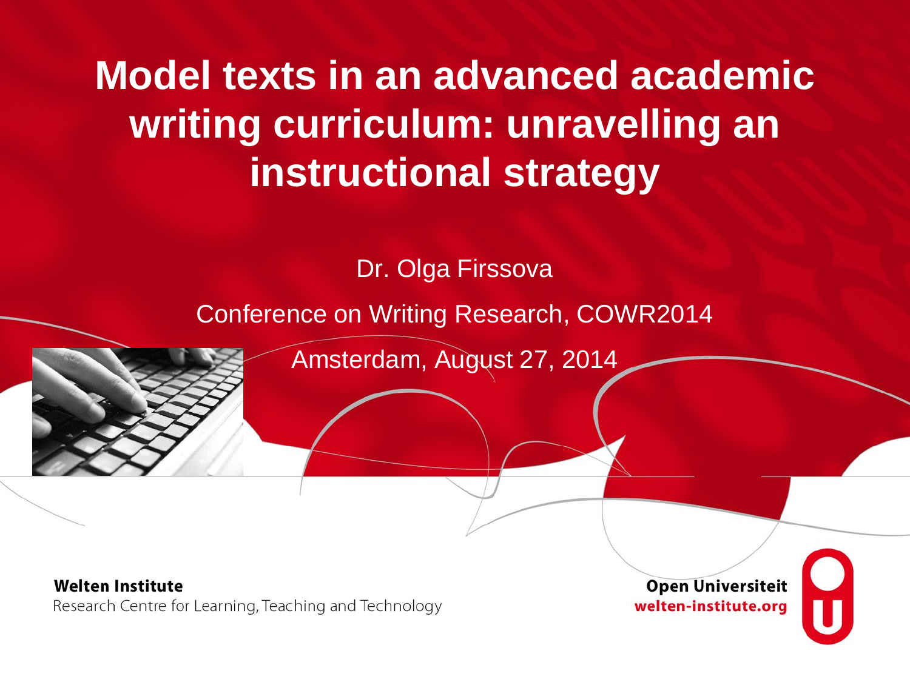# Model texts in an advanced academic writing curriculum: unravelling an instructional strategy

Dr. Olga Firssova

Conference on Writing Research, COWR2014

Amsterdam, August 27, 2014

**Welten Institute**
Research Centre for Learning, Teaching and Technology

**Open Universiteit**
**welten-institute.org**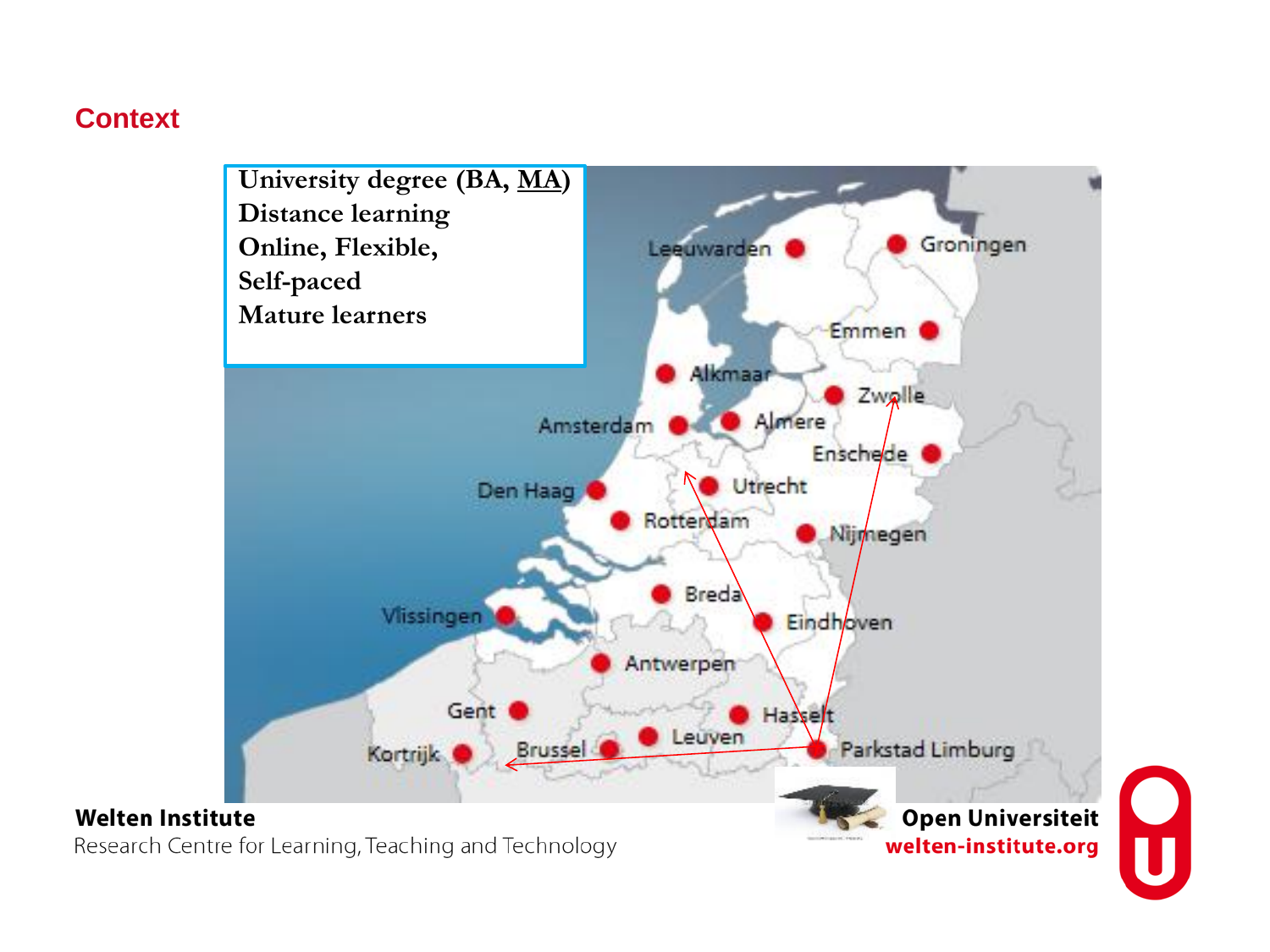## Context

University degree (BA, MA)
Distance learning
Online, Flexible,
Self-paced
Mature learners

Leeuwarden
Groningen
Emmen
Alkmaar
Zwolle
Amsterdam
Almere
Enschede
Den Haag
Utrecht
Rotterdam
Nijmegen
Breda
Vlissingen
Eindhoven
Antwerpen
Gent
Hasselt
Leuven
Kortrijk
Brussel
Parkstad Limburg

**Welten Institute**
Research Centre for Learning, Teaching and Technology

**Open Universiteit**
**welten-institute.org**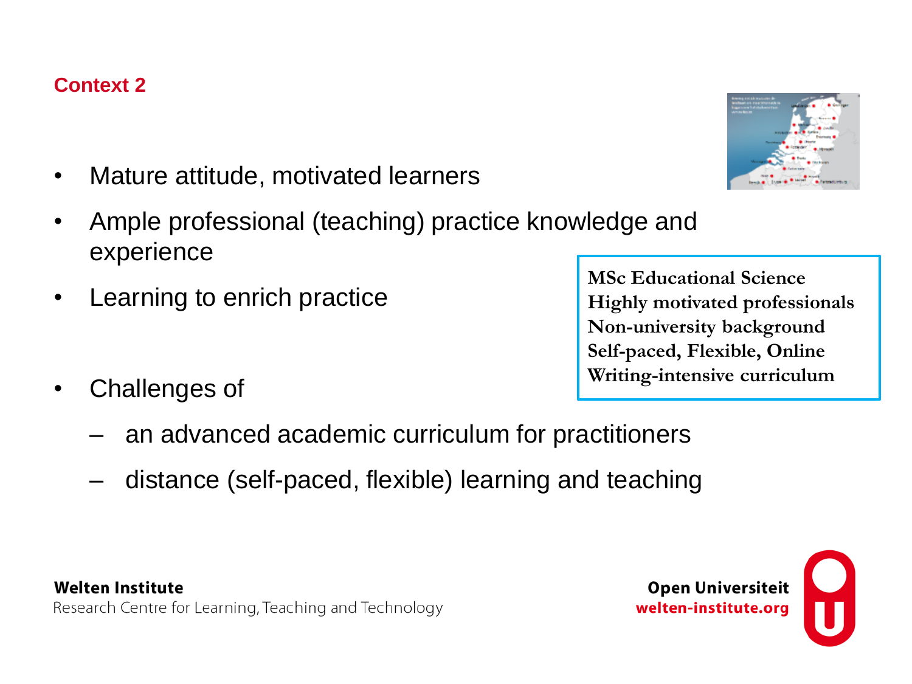## Context 2

- Mature attitude, motivated learners
- Ample professional (teaching) practice knowledge and experience
- Learning to enrich practice
- Challenges of
  - an advanced academic curriculum for practitioners
  - distance (self-paced, flexible) learning and teaching

**MSc Educational Science**
**Highly motivated professionals**
**Non-university background**
**Self-paced, Flexible, Online**
**Writing-intensive curriculum**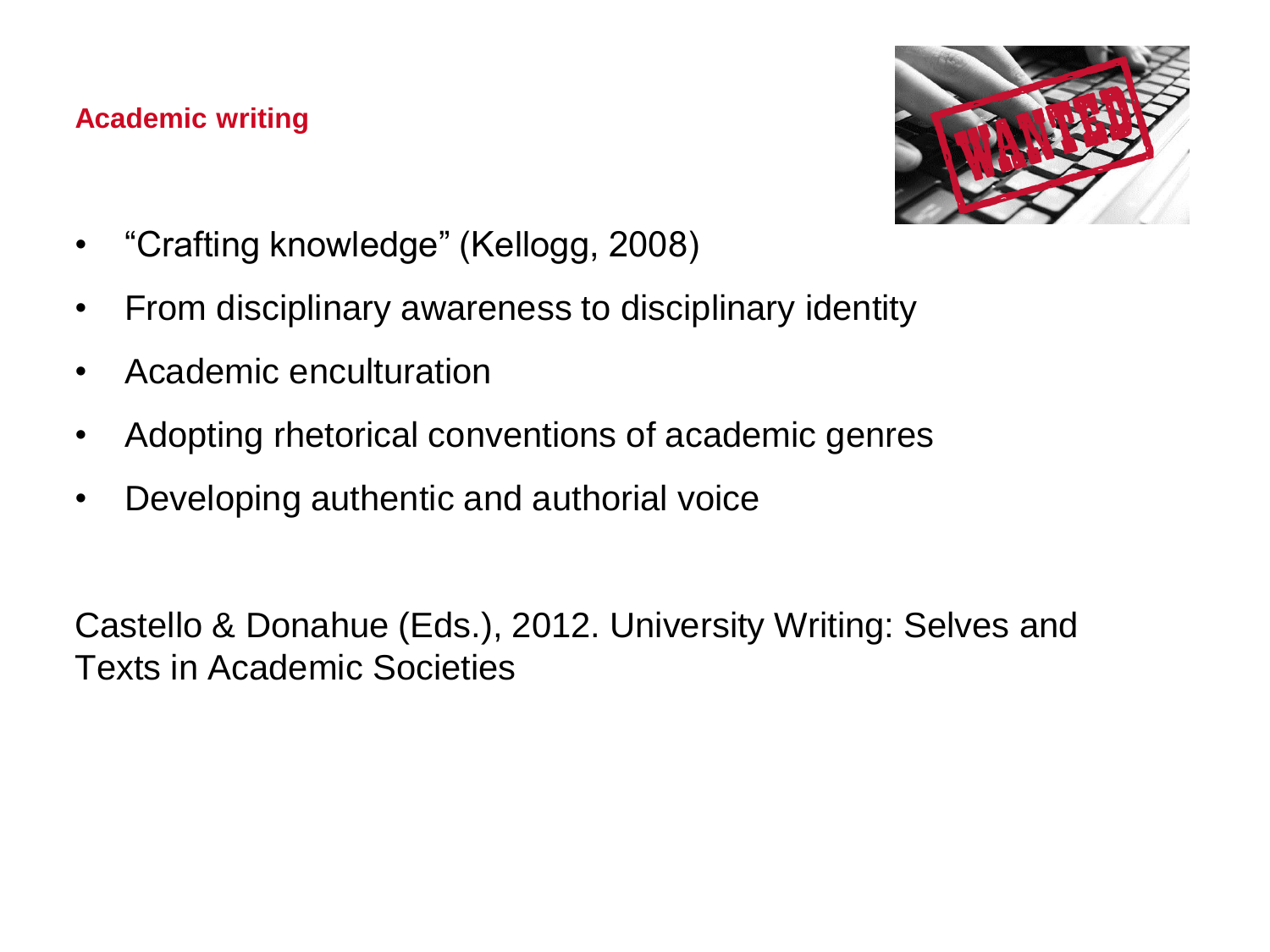## Academic writing

- "Crafting knowledge" (Kellogg, 2008)
- From disciplinary awareness to disciplinary identity
- Academic enculturation
- Adopting rhetorical conventions of academic genres
- Developing authentic and authorial voice

Castello & Donahue (Eds.), 2012. University Writing: Selves and Texts in Academic Societies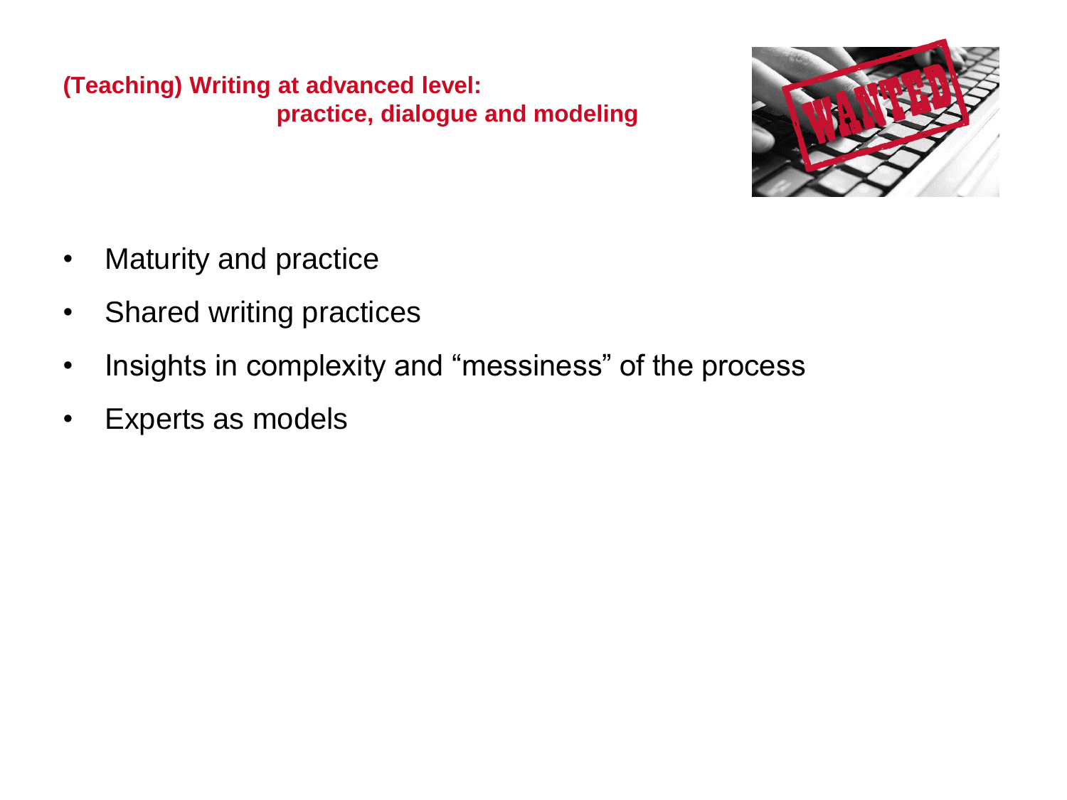## (Teaching) Writing at advanced level: practice, dialogue and modeling

- Maturity and practice
- Shared writing practices
- Insights in complexity and "messiness" of the process
- Experts as models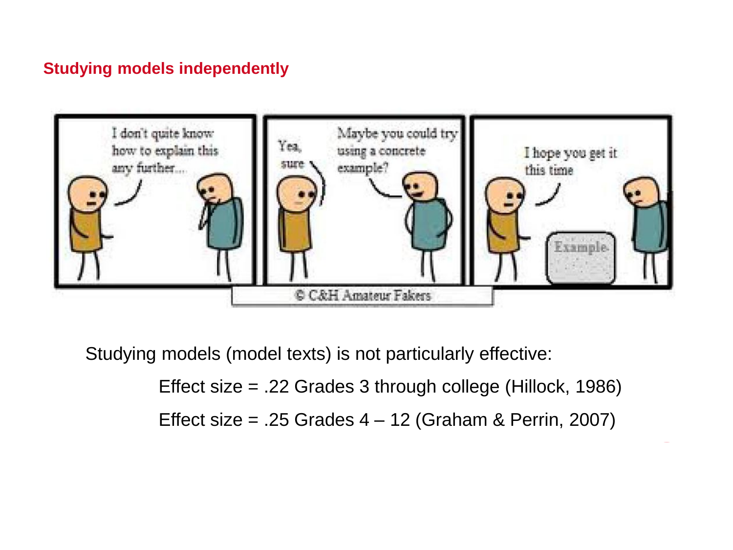## Studying models independently

Studying models (model texts) is not particularly effective:

Effect size = .22 Grades 3 through college (Hillock, 1986)

Effect size = .25 Grades 4 – 12 (Graham & Perrin, 2007)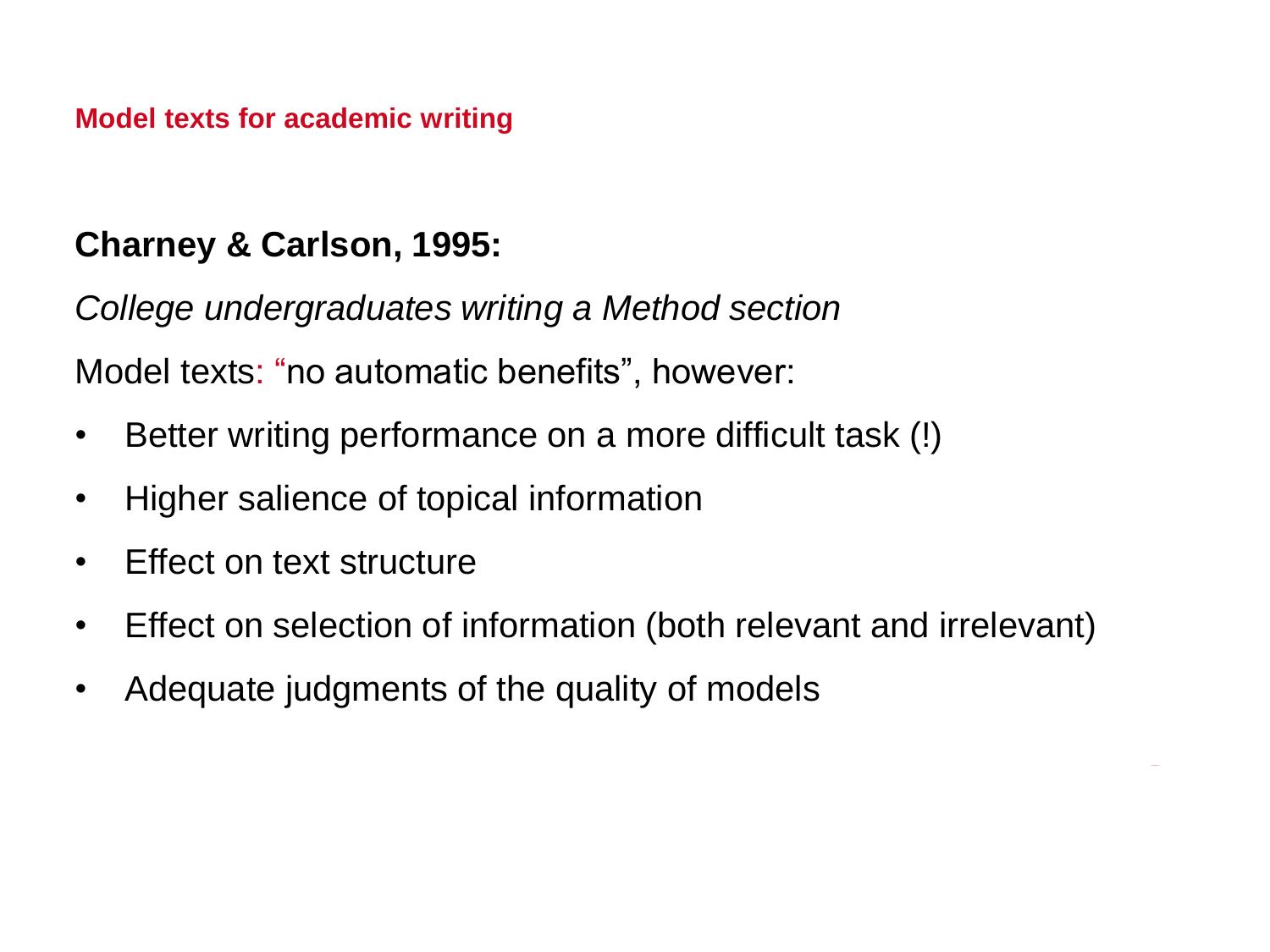## Model texts for academic writing

**Charney & Carlson, 1995:**

*College undergraduates writing a Method section*

Model texts: "no automatic benefits", however:

- Better writing performance on a more difficult task (!)
- Higher salience of topical information
- Effect on text structure
- Effect on selection of information (both relevant and irrelevant)
- Adequate judgments of the quality of models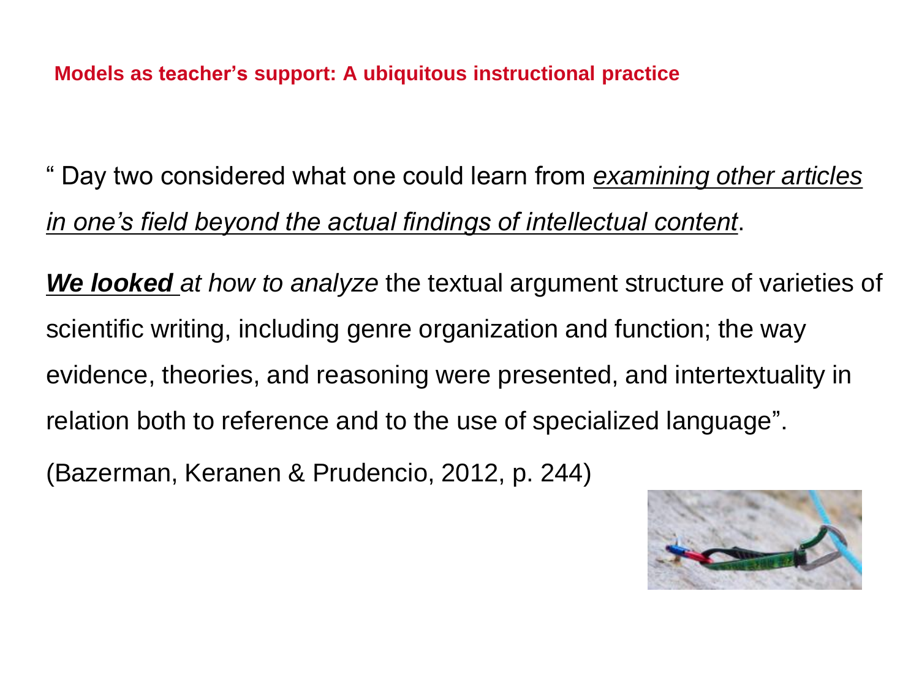## Models as teacher's support: A ubiquitous instructional practice

" Day two considered what one could learn from *examining other articles in one's field beyond the actual findings of intellectual content*.

***We looked*** *at how to analyze* the textual argument structure of varieties of scientific writing, including genre organization and function; the way evidence, theories, and reasoning were presented, and intertextuality in relation both to reference and to the use of specialized language".

(Bazerman, Keranen & Prudencio, 2012, p. 244)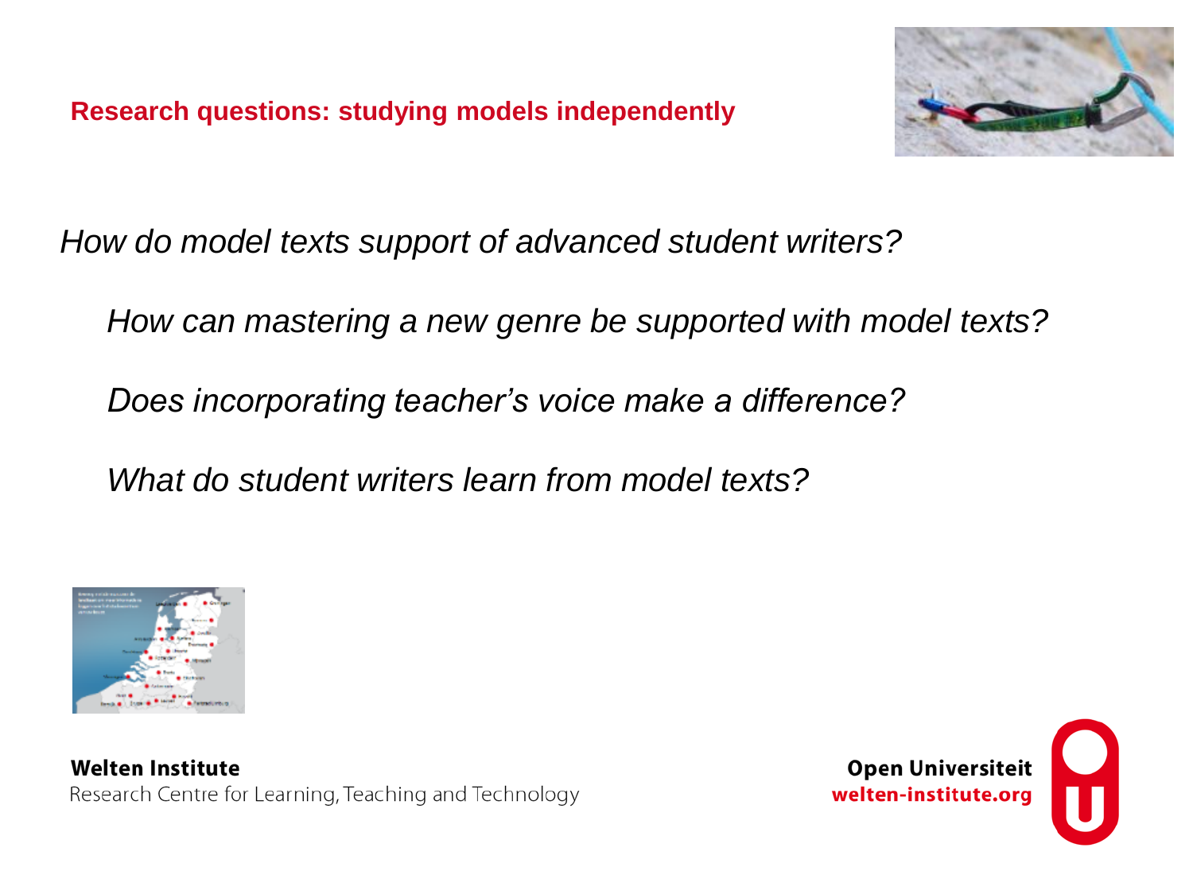## Research questions: studying models independently

*How do model texts support of advanced student writers?*

*How can mastering a new genre be supported with model texts?*

*Does incorporating teacher's voice make a difference?*

*What do student writers learn from model texts?*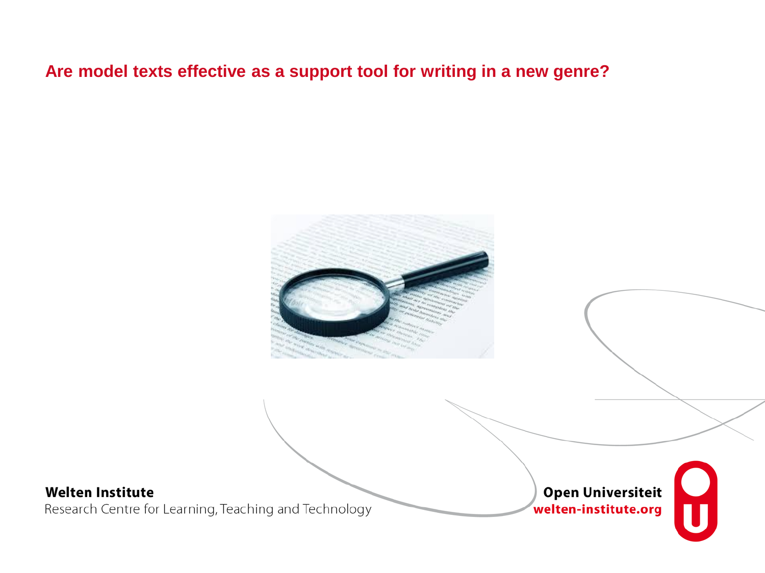# Are model texts effective as a support tool for writing in a new genre?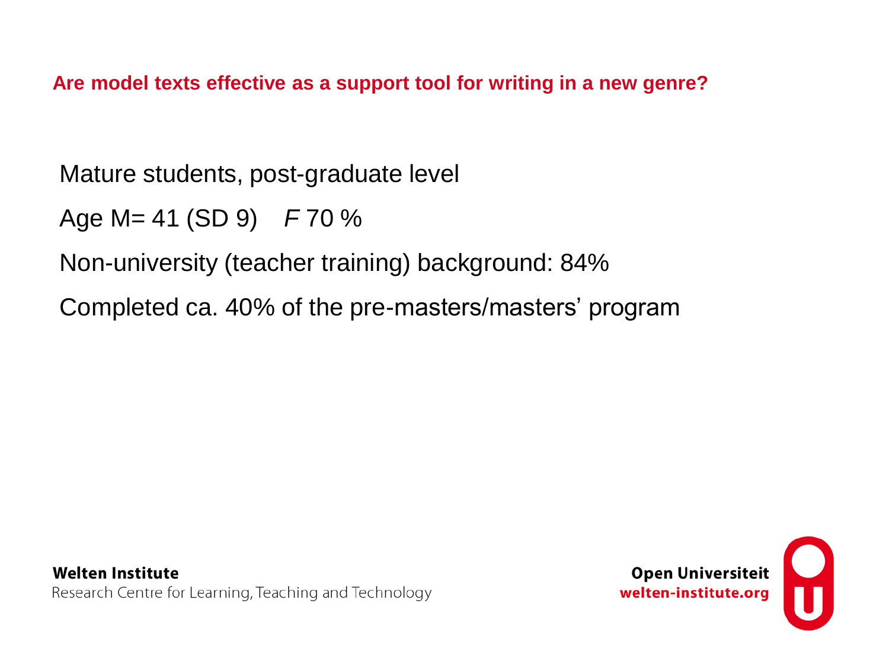## Are model texts effective as a support tool for writing in a new genre?

Mature students, post-graduate level

Age M= 41 (SD 9)    *F* 70 %

Non-university (teacher training) background: 84%

Completed ca. 40% of the pre-masters/masters' program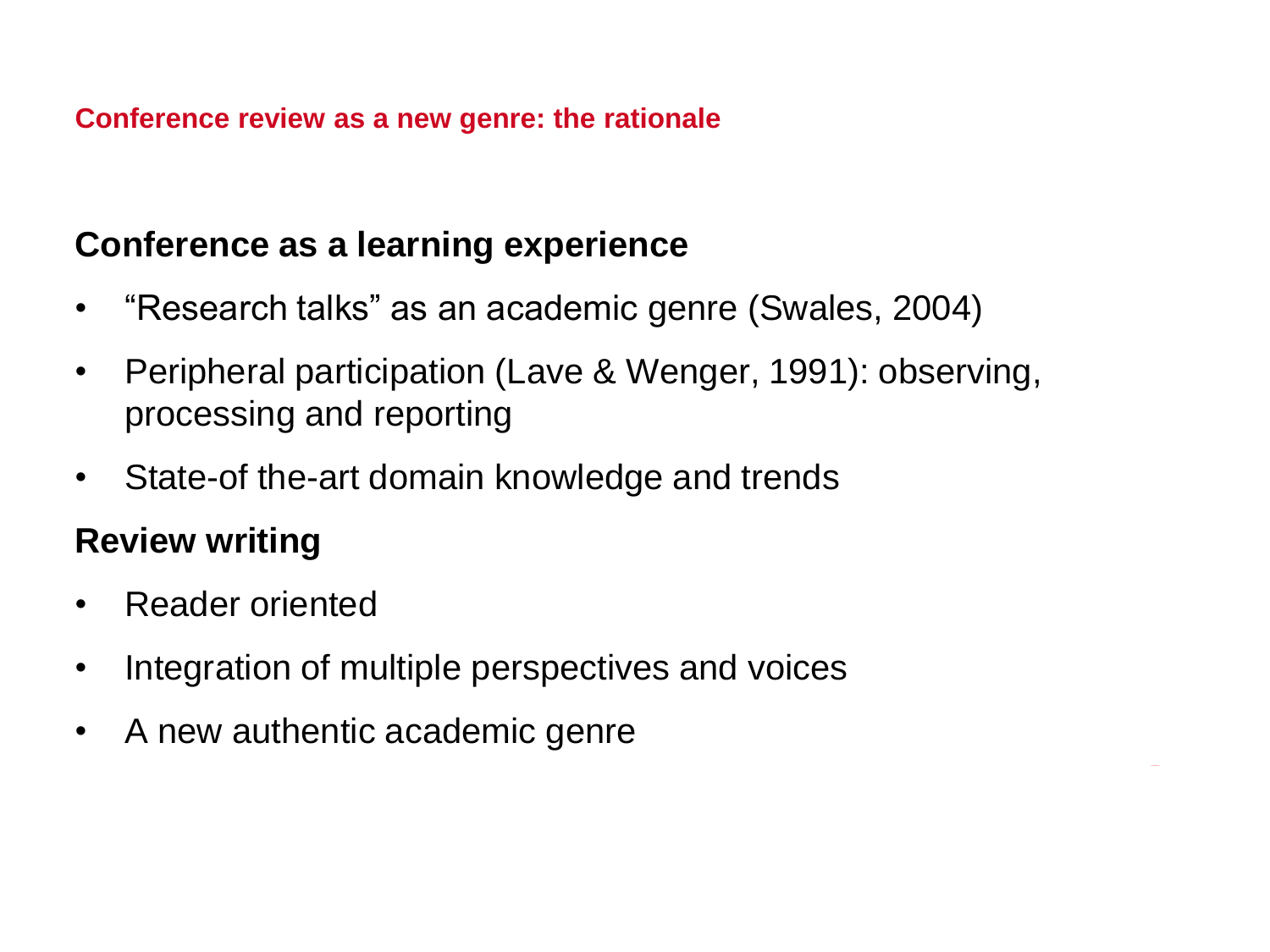## Conference review as a new genre: the rationale

### Conference as a learning experience

- “Research talks” as an academic genre (Swales, 2004)
- Peripheral participation (Lave & Wenger, 1991): observing, processing and reporting
- State-of the-art domain knowledge and trends

### Review writing

- Reader oriented
- Integration of multiple perspectives and voices
- A new authentic academic genre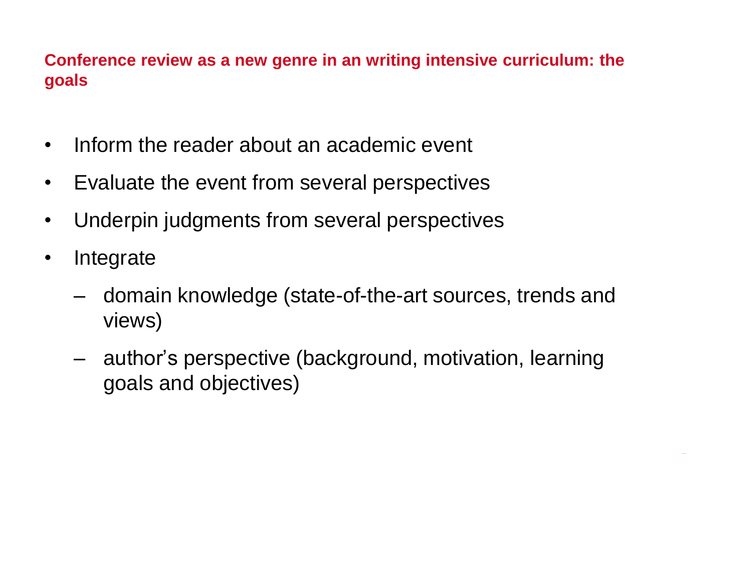## Conference review as a new genre in an writing intensive curriculum: the goals

- Inform the reader about an academic event
- Evaluate the event from several perspectives
- Underpin judgments from several perspectives
- Integrate
  - domain knowledge (state-of-the-art sources, trends and views)
  - author's perspective (background, motivation, learning goals and objectives)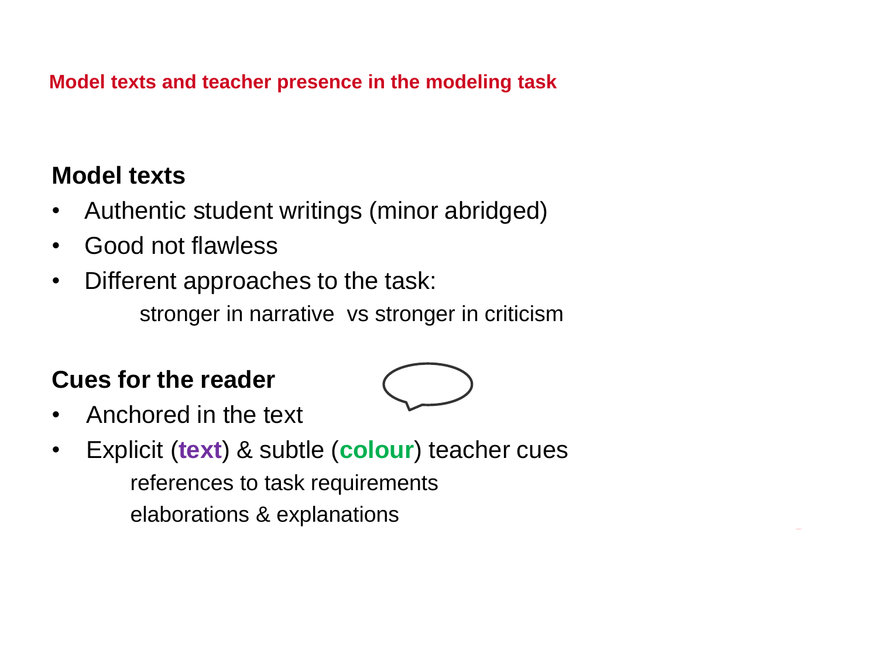## Model texts and teacher presence in the modeling task

### Model texts

- Authentic student writings (minor abridged)
- Good not flawless
- Different approaches to the task:

  stronger in narrative vs stronger in criticism

### Cues for the reader

- Anchored in the text
- Explicit (**text**) & subtle (**colour**) teacher cues

  references to task requirements

  elaborations & explanations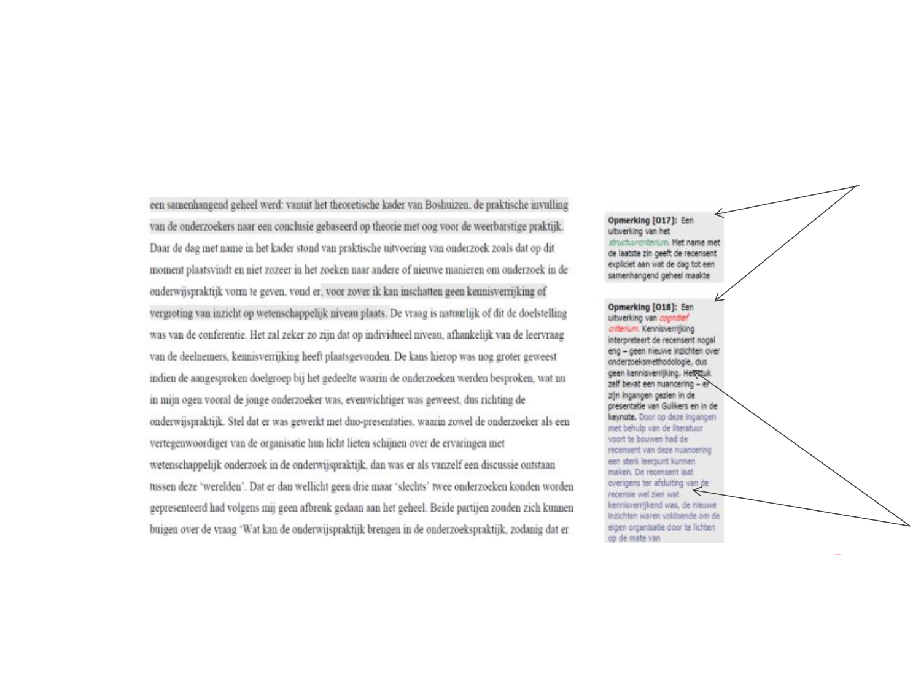een samenhangend geheel werd: vanuit het theoretische kader van Boshuizen, de praktische invulling van de onderzoekers naar een conclusie gebaseerd op theorie met oog voor de weerbarstige praktijk. Daar de dag met name in het kader stond van praktische uitvoering van onderzoek zoals dat op dit moment plaatsvindt en niet zozeer in het zoeken naar andere of nieuwe manieren om onderzoek in de onderwijspraktijk vorm te geven, vond er, voor zover ik kan inschatten geen kennisverrijking of vergroting van inzicht op wetenschappelijk niveau plaats. De vraag is natuurlijk of dit de doelstelling was van de conferentie. Het zal zeker zo zijn dat op individueel niveau, afhankelijk van de leervraag van de deelnemers, kennisverrijking heeft plaatsgevonden. De kans hierop was nog groter geweest indien de aangesproken doelgroep bij het gedeelte waarin de onderzoeken werden besproken, wat nu in mijn ogen vooral de jonge onderzoeker was, evenwichtiger was geweest, dus richting de onderwijspraktijk. Stel dat er was gewerkt met duo-presentaties, waarin zowel de onderzoeker als een vertegenwoordiger van de organisatie hun licht lieten schijnen over de ervaringen met wetenschappelijk onderzoek in de onderwijspraktijk, dan was er als vanzelf een discussie ontstaan tussen deze 'werelden'. Dat er dan wellicht geen drie maar 'slechts' twee onderzoeken konden worden gepresenteerd had volgens mij geen afbreuk gedaan aan het geheel. Beide partijen zouden zich kunnen buigen over de vraag 'Wat kan de onderwijspraktijk brengen in de onderzoekspraktijk, zodanig dat er

**Opmerking [O17]:** Een uitwerking van het *structuurcriterium*. Met name met de laatste zin geeft de recensent expliciet aan wat de dag tot een samenhangend geheel maakte

**Opmerking [O18]:** Een uitwerking van *cognitief criterium*. Kennisverrijking interpreteert de recensent nogal eng – geen nieuwe inzichten over onderzoeksmethodologie, dus geen kennisverrijking. Het stuk zelf bevat een nuancering – er zijn ingangen gezien in de presentatie van Gulikers en in de keynote. Door op deze ingangen met behulp van de literatuur voort te bouwen had de recensent van deze nuancering een sterk leerpunt kunnen maken. De recensent laat overigens ter afsluiting van de recensie wel zien wat kennisverrijkend was, de nieuwe inzichten waren voldoende om de eigen organisatie door te lichten op de mate van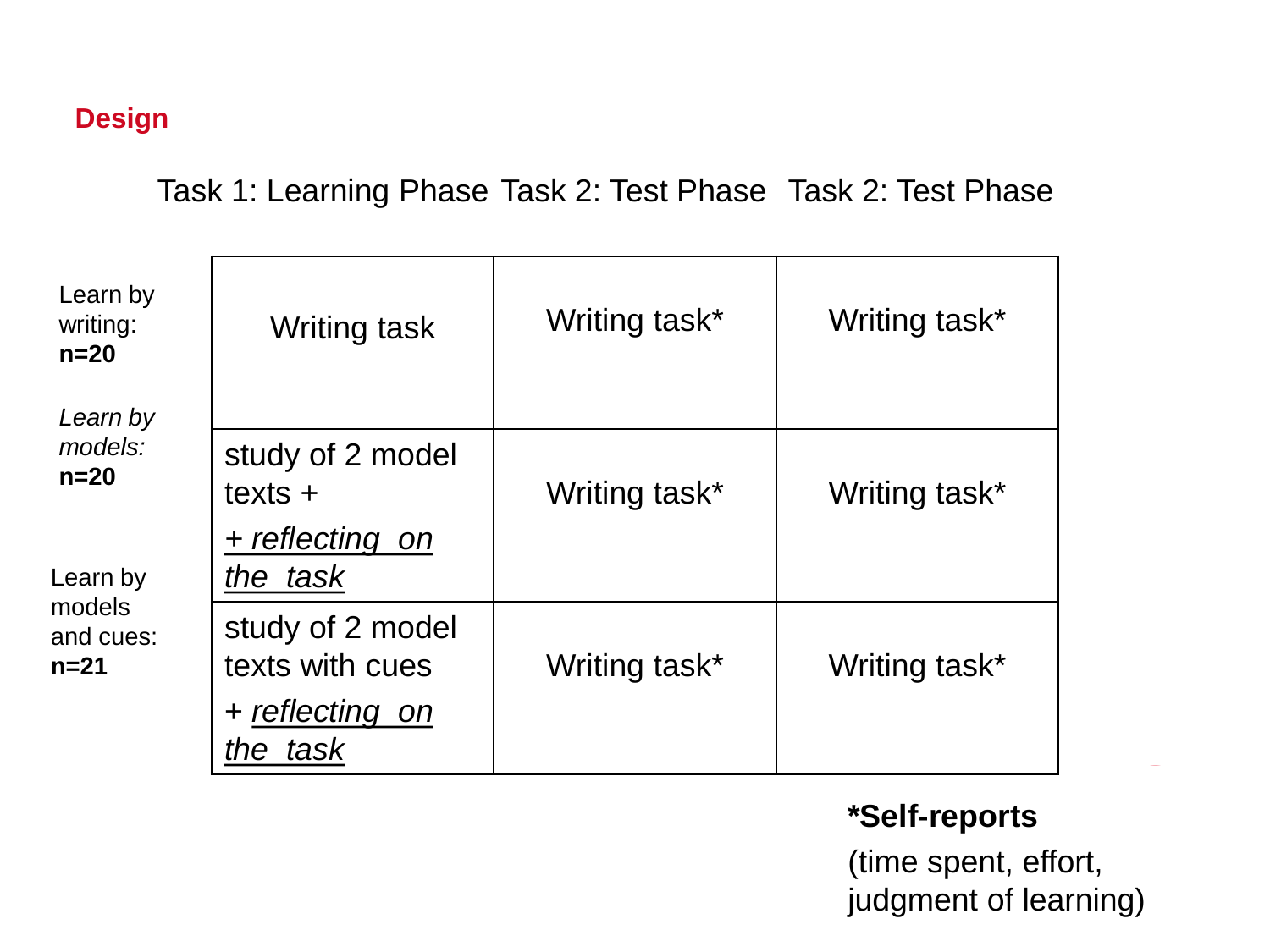## Design

| | Task 1: Learning Phase | Task 2: Test Phase | Task 2: Test Phase |
|---|---|---|---|
| Learn by writing: **n=20** | Writing task | Writing task* | Writing task* |
| *Learn by models:* **n=20** | study of 2 model texts + *+ reflecting on the task* | Writing task* | Writing task* |
| Learn by models and cues: **n=21** | study of 2 model texts with cues + *reflecting on the task* | Writing task* | Writing task* |

***Self-reports**

(time spent, effort, judgment of learning)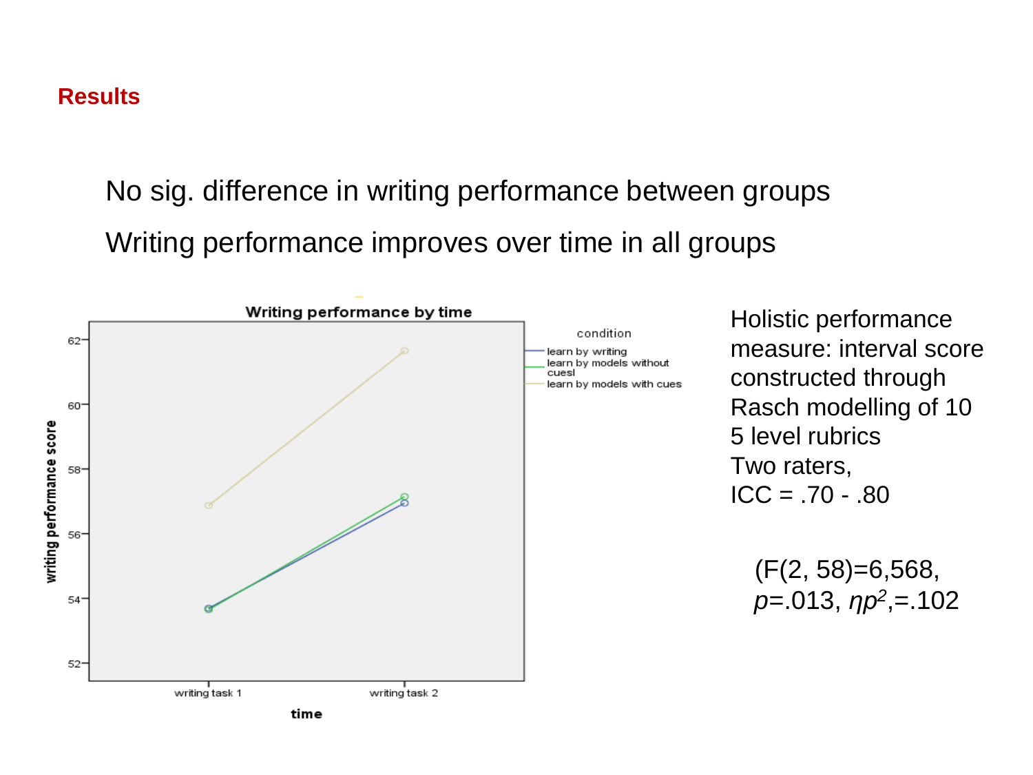## Results

No sig. difference in writing performance between groups

Writing performance improves over time in all groups

Holistic performance measure: interval score constructed through Rasch modelling of 10 5 level rubrics

Two raters,

ICC = .70 - .80

(F(2, 58)=6,568, *p*=.013, *ηp*$^2$,=.102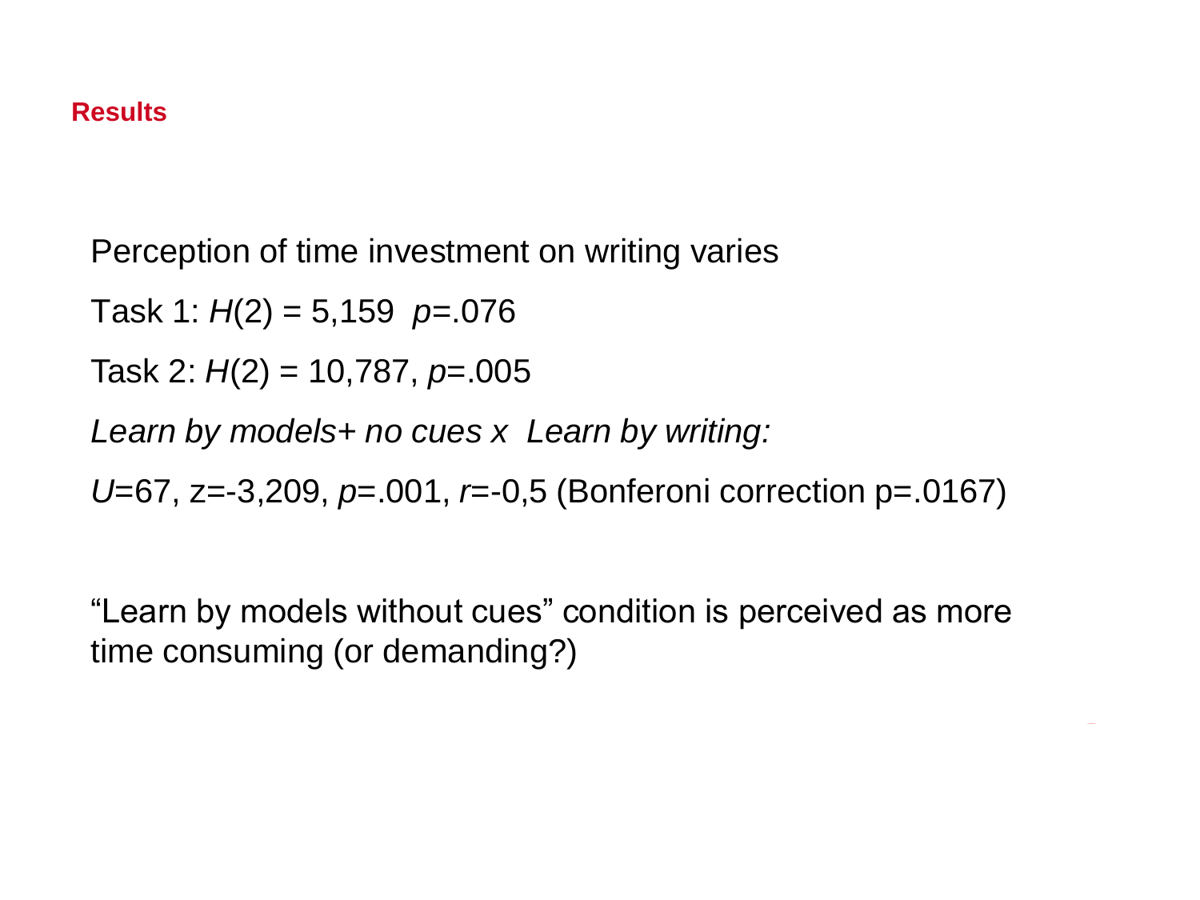## Results

Perception of time investment on writing varies

Task 1: $H(2) = 5{,}159$ $p=.076$

Task 2: $H(2) = 10{,}787$, $p=.005$

*Learn by models+ no cues x Learn by writing:*

$U=67$, $z=-3{,}209$, $p=.001$, $r=-0{,}5$ (Bonferoni correction $p=.0167$)

"Learn by models without cues" condition is perceived as more time consuming (or demanding?)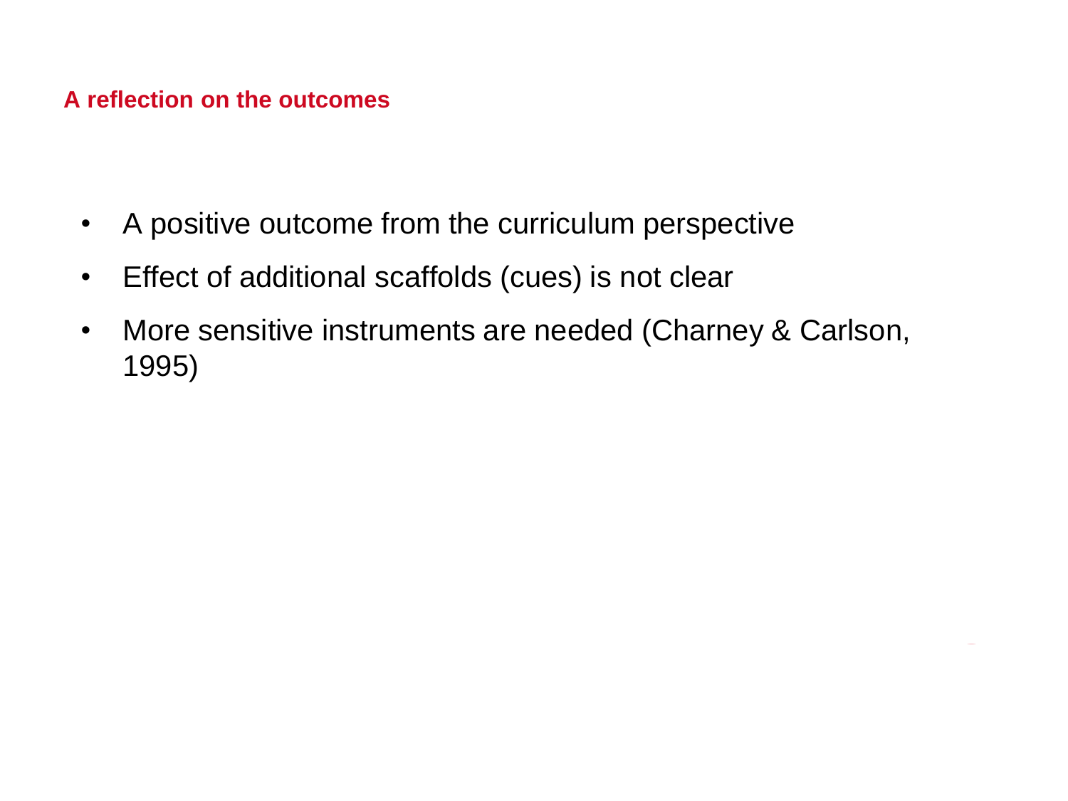## A reflection on the outcomes

- A positive outcome from the curriculum perspective
- Effect of additional scaffolds (cues) is not clear
- More sensitive instruments are needed (Charney & Carlson, 1995)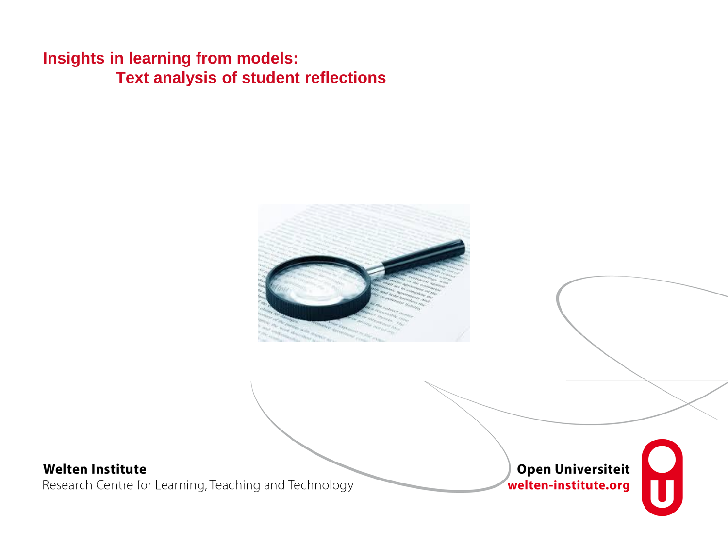# Insights in learning from models: Text analysis of student reflections

**Welten Institute**
Research Centre for Learning, Teaching and Technology

**Open Universiteit**
welten-institute.org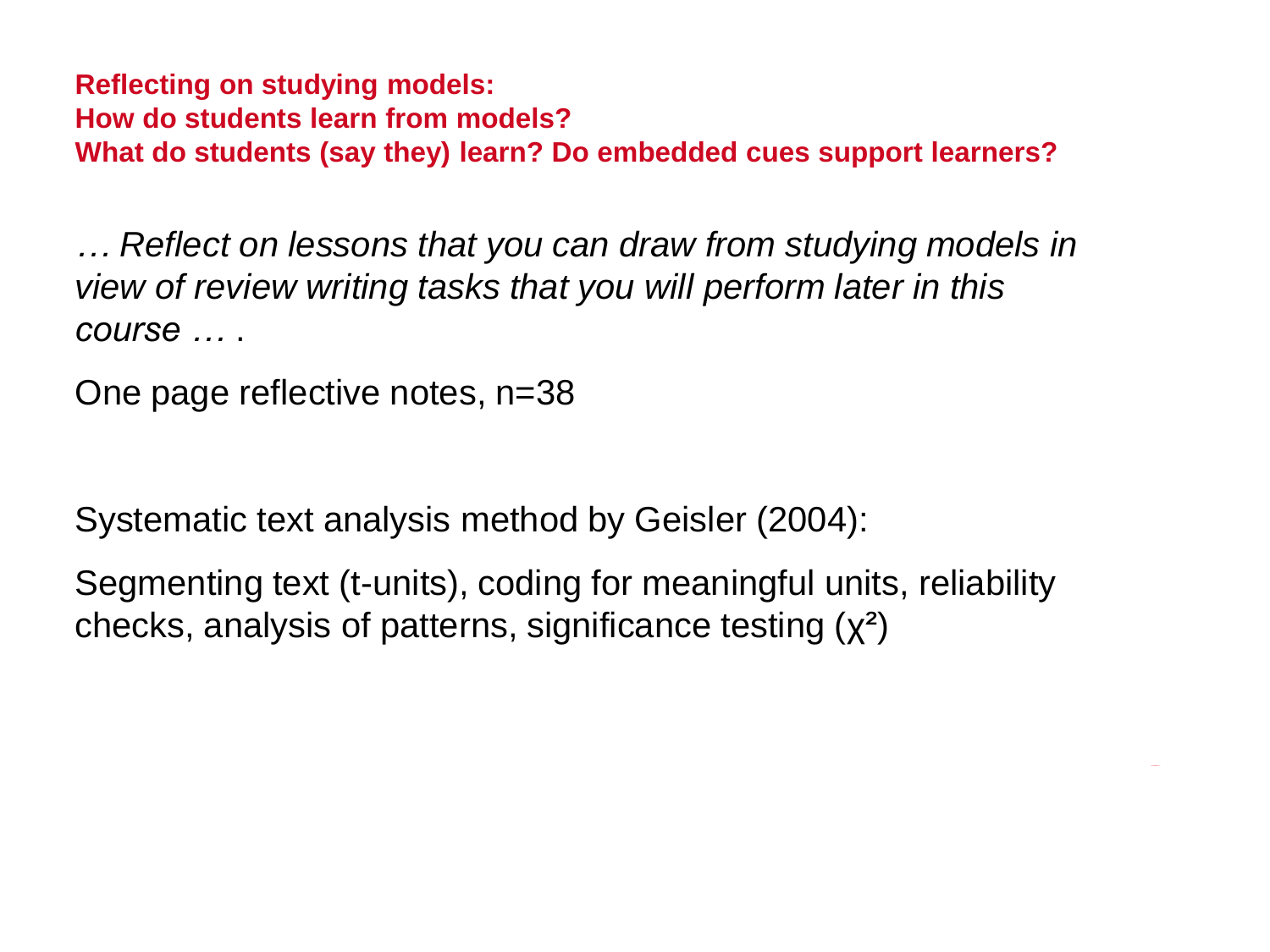**Reflecting on studying models:**
**How do students learn from models?**
**What do students (say they) learn? Do embedded cues support learners?**

*… Reflect on lessons that you can draw from studying models in view of review writing tasks that you will perform later in this course …* .

One page reflective notes, n=38

Systematic text analysis method by Geisler (2004):

Segmenting text (t-units), coding for meaningful units, reliability checks, analysis of patterns, significance testing ($\chi^2$)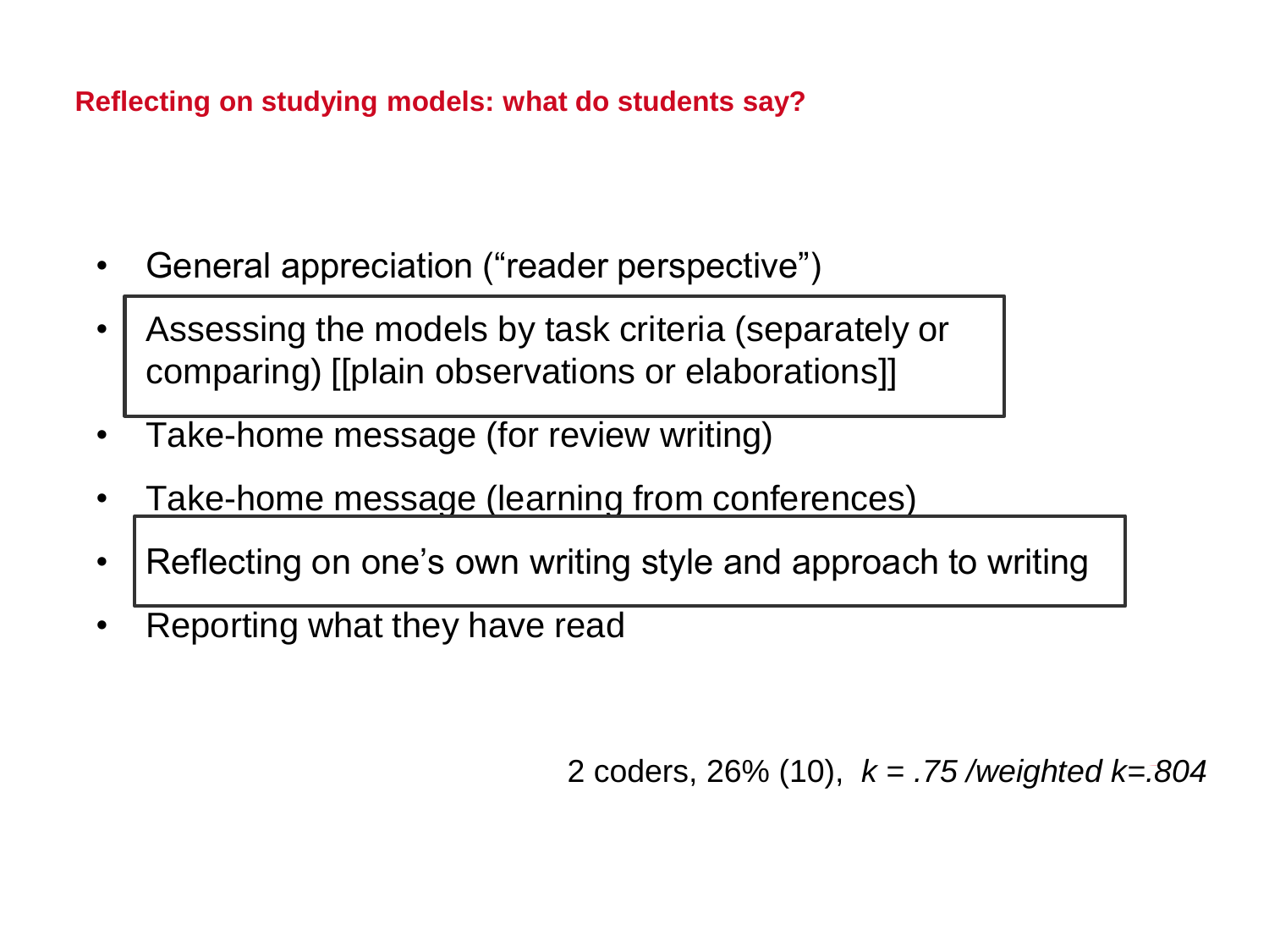## Reflecting on studying models: what do students say?

- General appreciation ("reader perspective")
- Assessing the models by task criteria (separately or comparing) [[plain observations or elaborations]]
- Take-home message (for review writing)
- Take-home message (learning from conferences)
- Reflecting on one's own writing style and approach to writing
- Reporting what they have read

2 coders, 26% (10), $k = .75$ /*weighted* $k = .804$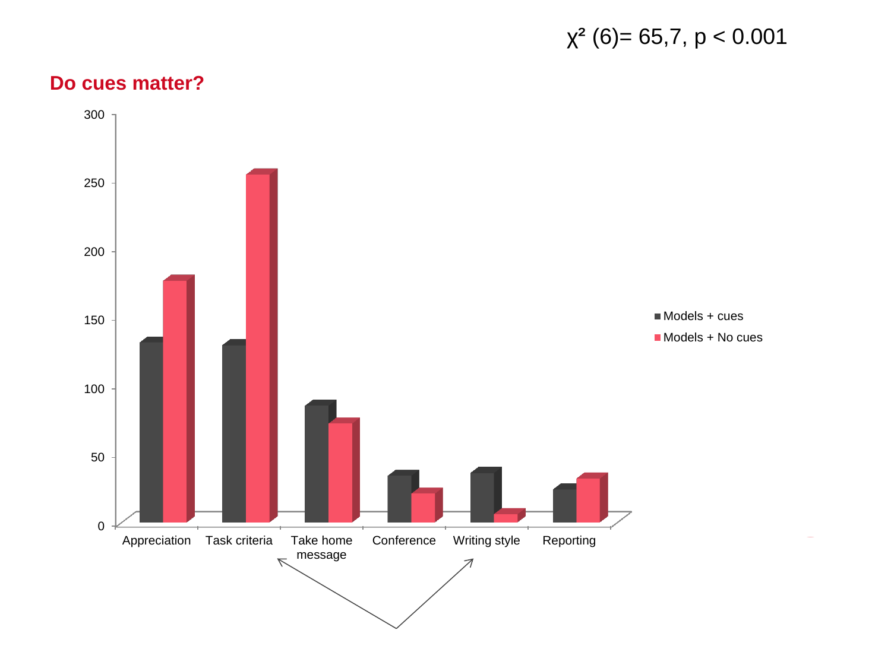$\chi^2$ (6)= 65,7, $p < 0.001$

## Do cues matter?

300
250
200
150
100
50
0

Appreciation
Task criteria
Take home message
Conference
Writing style
Reporting

Models + cues
Models + No cues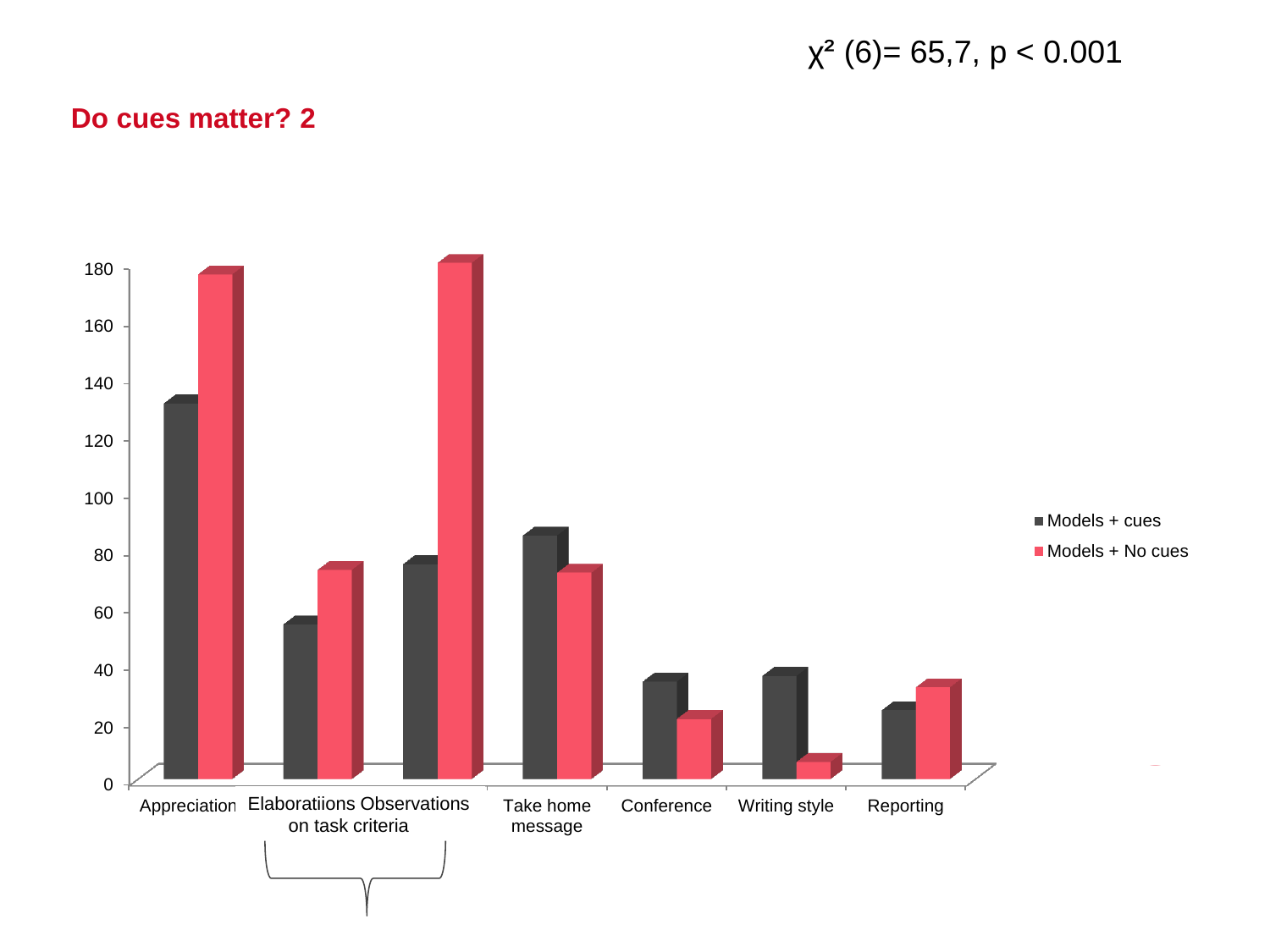$\chi^2$ (6)= 65,7, p < 0.001

## Do cues matter? 2

180
160
140
120
100
80
60
40
20
0

Appreciation
Elaboratiions on task criteria
Observations
Take home message
Conference
Writing style
Reporting

Models + cues
Models + No cues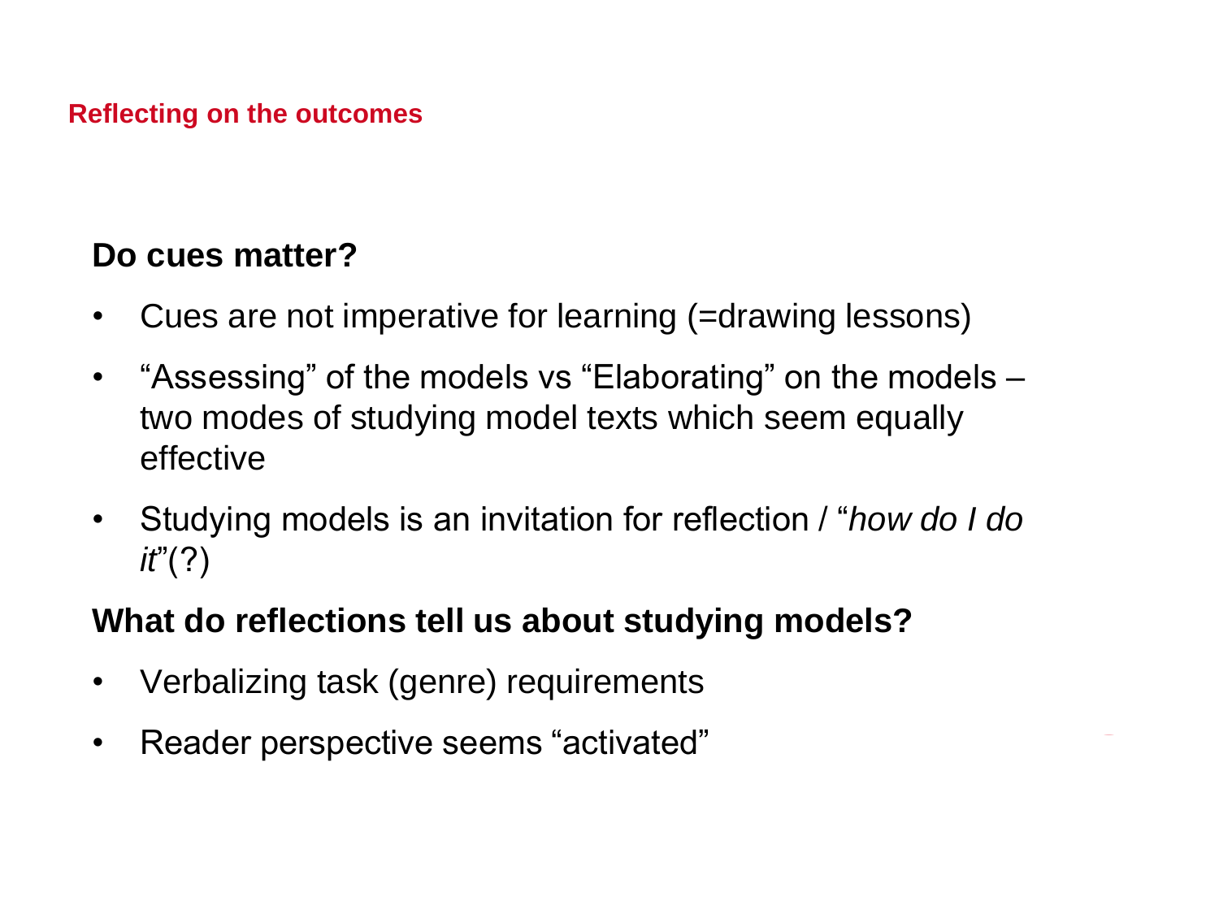## Reflecting on the outcomes

### Do cues matter?

- Cues are not imperative for learning (=drawing lessons)
- “Assessing” of the models vs “Elaborating” on the models – two modes of studying model texts which seem equally effective
- Studying models is an invitation for reflection / “*how do I do it*”(?)

### What do reflections tell us about studying models?

- Verbalizing task (genre) requirements
- Reader perspective seems “activated”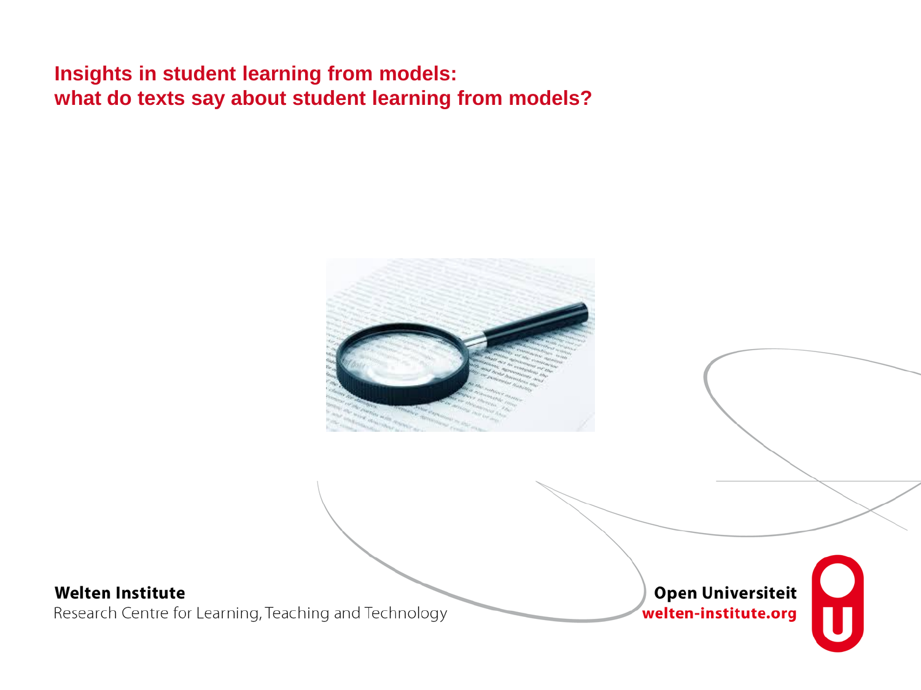# Insights in student learning from models: what do texts say about student learning from models?

**Welten Institute**
Research Centre for Learning, Teaching and Technology

**Open Universiteit**
**welten-institute.org**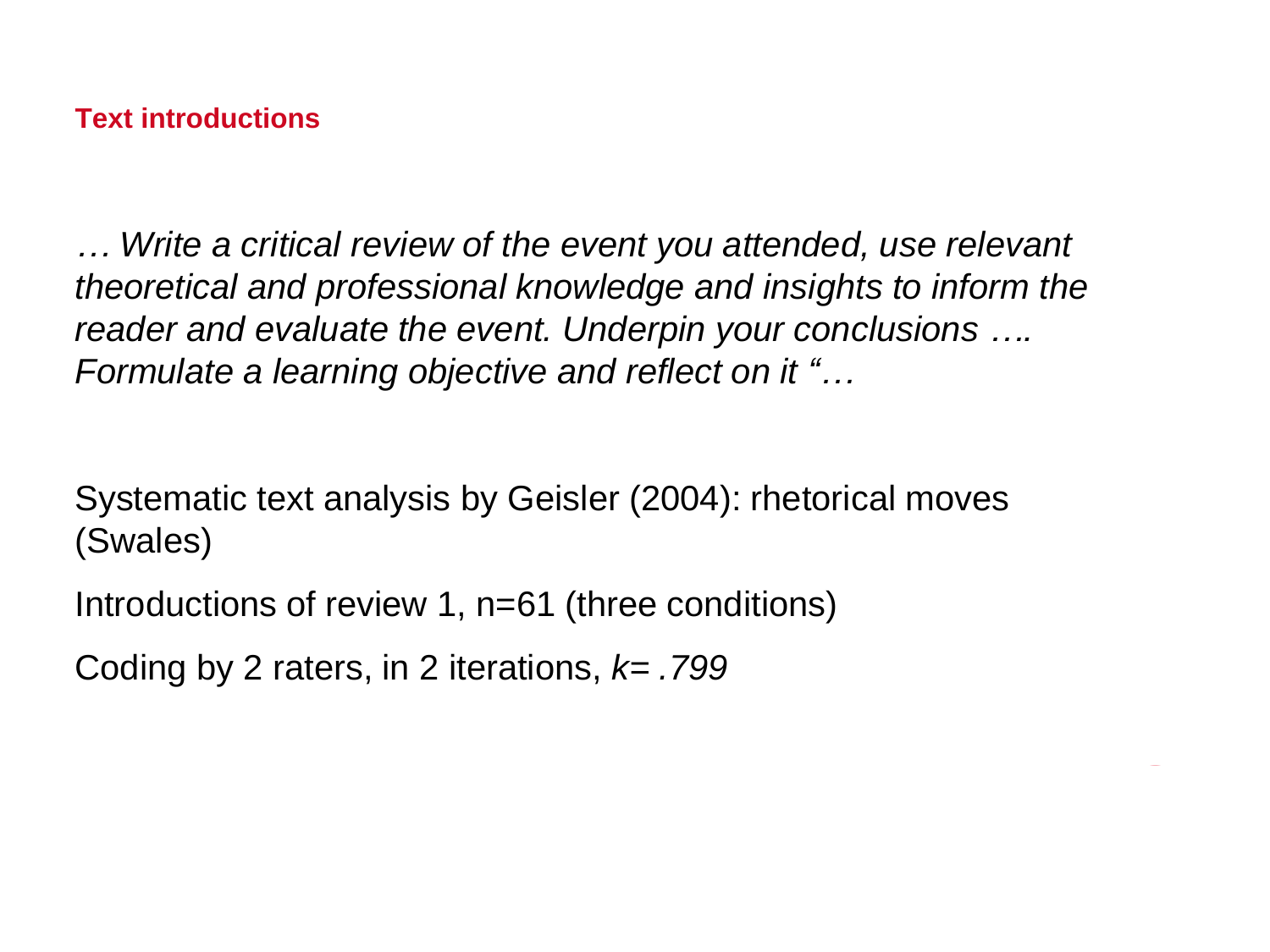## Text introductions

*… Write a critical review of the event you attended, use relevant theoretical and professional knowledge and insights to inform the reader and evaluate the event. Underpin your conclusions …. Formulate a learning objective and reflect on it "…*

Systematic text analysis by Geisler (2004): rhetorical moves (Swales)

Introductions of review 1, n=61 (three conditions)

Coding by 2 raters, in 2 iterations, $k = .799$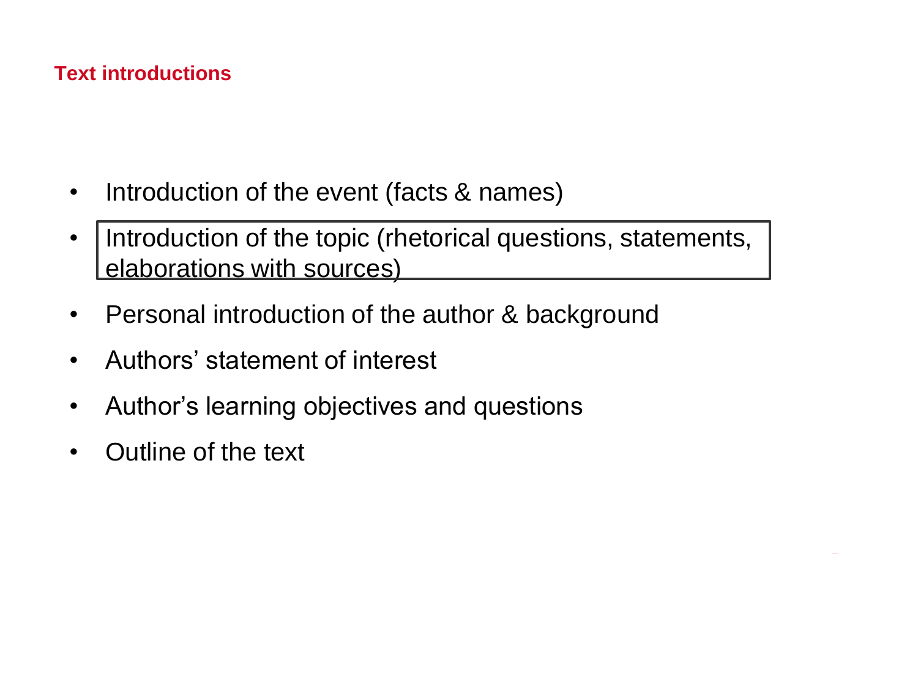## Text introductions

- Introduction of the event (facts & names)
- Introduction of the topic (rhetorical questions, statements, elaborations with sources)
- Personal introduction of the author & background
- Authors' statement of interest
- Author's learning objectives and questions
- Outline of the text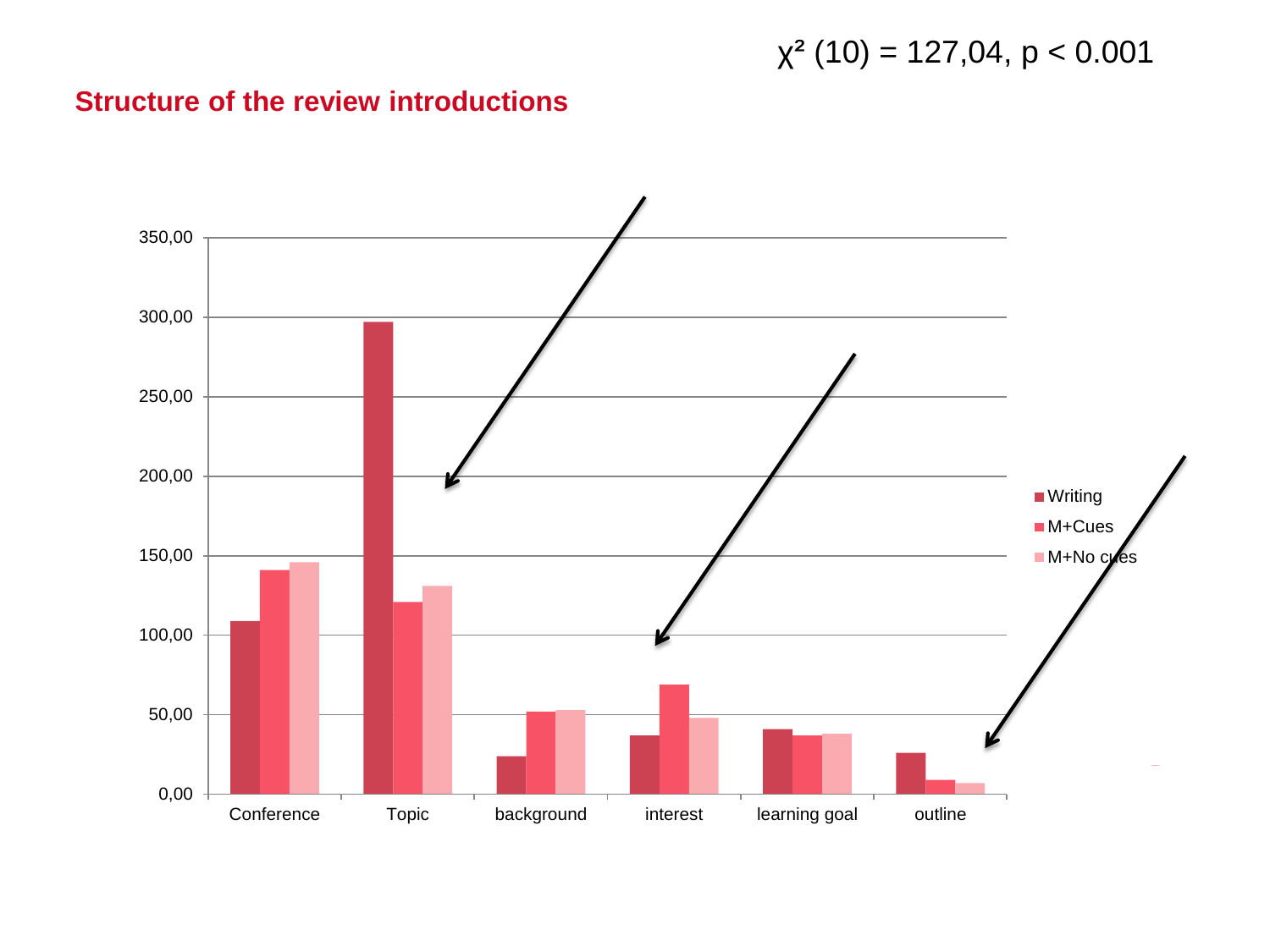$\chi^2 (10) = 127{,}04$, $p < 0.001$

## Structure of the review introductions

350,00
300,00
250,00
200,00
150,00
100,00
50,00
0,00

Conference
Topic
background
interest
learning goal
outline

Writing
M+Cues
M+No cues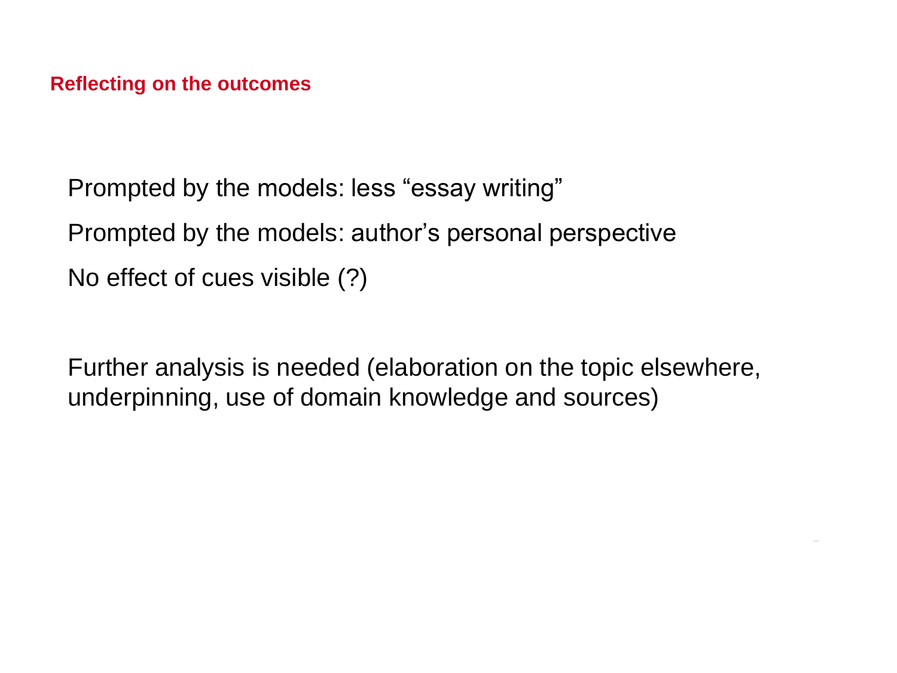## Reflecting on the outcomes

Prompted by the models: less “essay writing”

Prompted by the models: author’s personal perspective

No effect of cues visible (?)

Further analysis is needed (elaboration on the topic elsewhere, underpinning, use of domain knowledge and sources)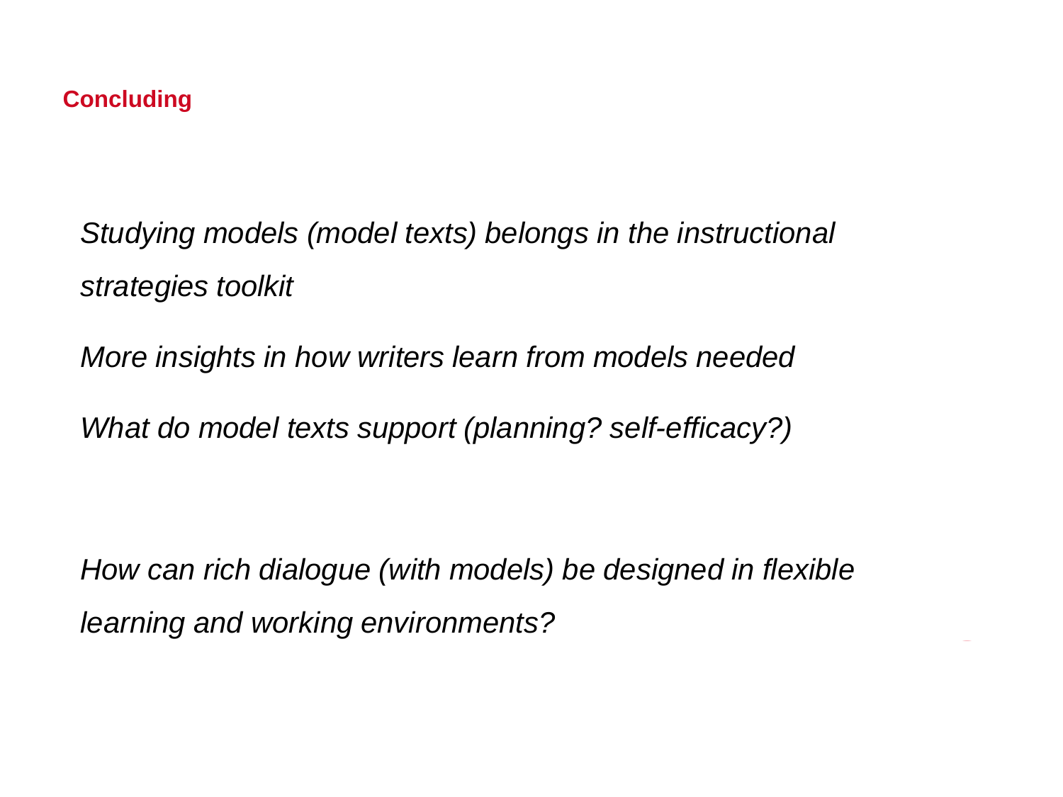## Concluding

*Studying models (model texts) belongs in the instructional strategies toolkit*

*More insights in how writers learn from models needed*

*What do model texts support (planning? self-efficacy?)*

*How can rich dialogue (with models) be designed in flexible learning and working environments?*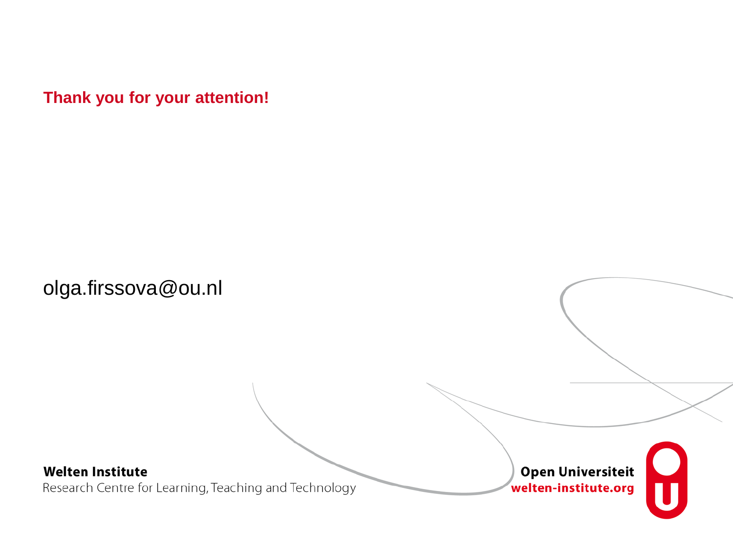## Thank you for your attention!

olga.firssova@ou.nl

**Welten Institute**
Research Centre for Learning, Teaching and Technology

**Open Universiteit**
**welten-institute.org**